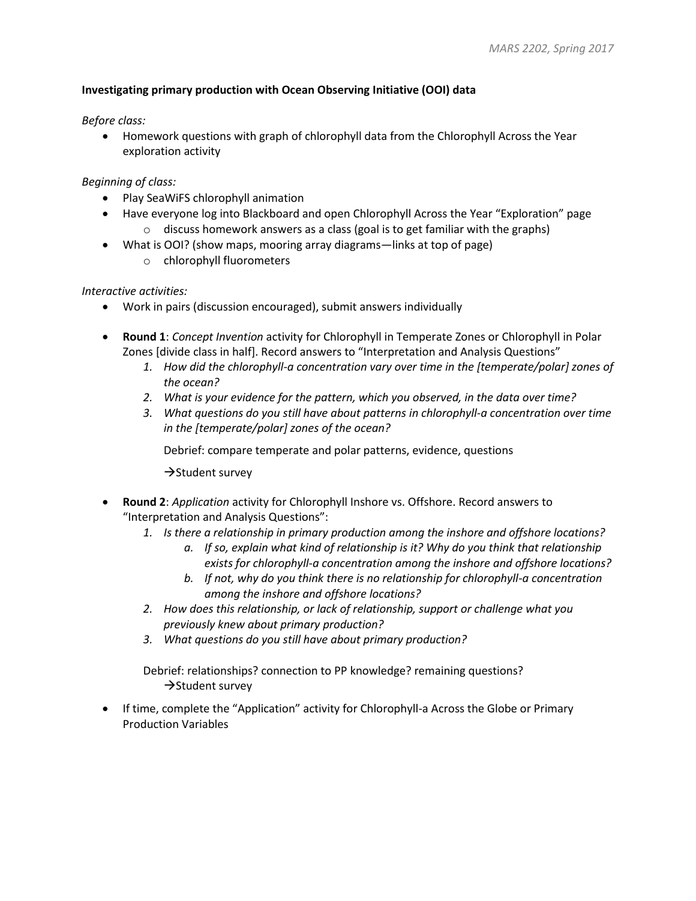**Investigating primary production with Ocean Observing Initiative (OOI) data**

*Before class:*

- Homework questions with graph of chlorophyll data from the Chlorophyll Across the Year exploration activity

*Beginning of class:*

- Play SeaWiFS chlorophyll animation
- Have everyone log into Blackboard and open Chlorophyll Across the Year "Exploration" page
  - discuss homework answers as a class (goal is to get familiar with the graphs)
- What is OOI? (show maps, mooring array diagrams—links at top of page)
  - chlorophyll fluorometers

*Interactive activities:*

- Work in pairs (discussion encouraged), submit answers individually

- **Round 1**: *Concept Invention* activity for Chlorophyll in Temperate Zones or Chlorophyll in Polar Zones [divide class in half]. Record answers to "Interpretation and Analysis Questions"
  1. *How did the chlorophyll-a concentration vary over time in the [temperate/polar] zones of the ocean?*
  2. *What is your evidence for the pattern, which you observed, in the data over time?*
  3. *What questions do you still have about patterns in chlorophyll-a concentration over time in the [temperate/polar] zones of the ocean?*

  Debrief: compare temperate and polar patterns, evidence, questions

  →Student survey

- **Round 2**: *Application* activity for Chlorophyll Inshore vs. Offshore. Record answers to "Interpretation and Analysis Questions":
  1. *Is there a relationship in primary production among the inshore and offshore locations?*
     a. *If so, explain what kind of relationship is it? Why do you think that relationship exists for chlorophyll-a concentration among the inshore and offshore locations?*
     b. *If not, why do you think there is no relationship for chlorophyll-a concentration among the inshore and offshore locations?*
  2. *How does this relationship, or lack of relationship, support or challenge what you previously knew about primary production?*
  3. *What questions do you still have about primary production?*

  Debrief: relationships? connection to PP knowledge? remaining questions?
  →Student survey

- If time, complete the "Application" activity for Chlorophyll-a Across the Globe or Primary Production Variables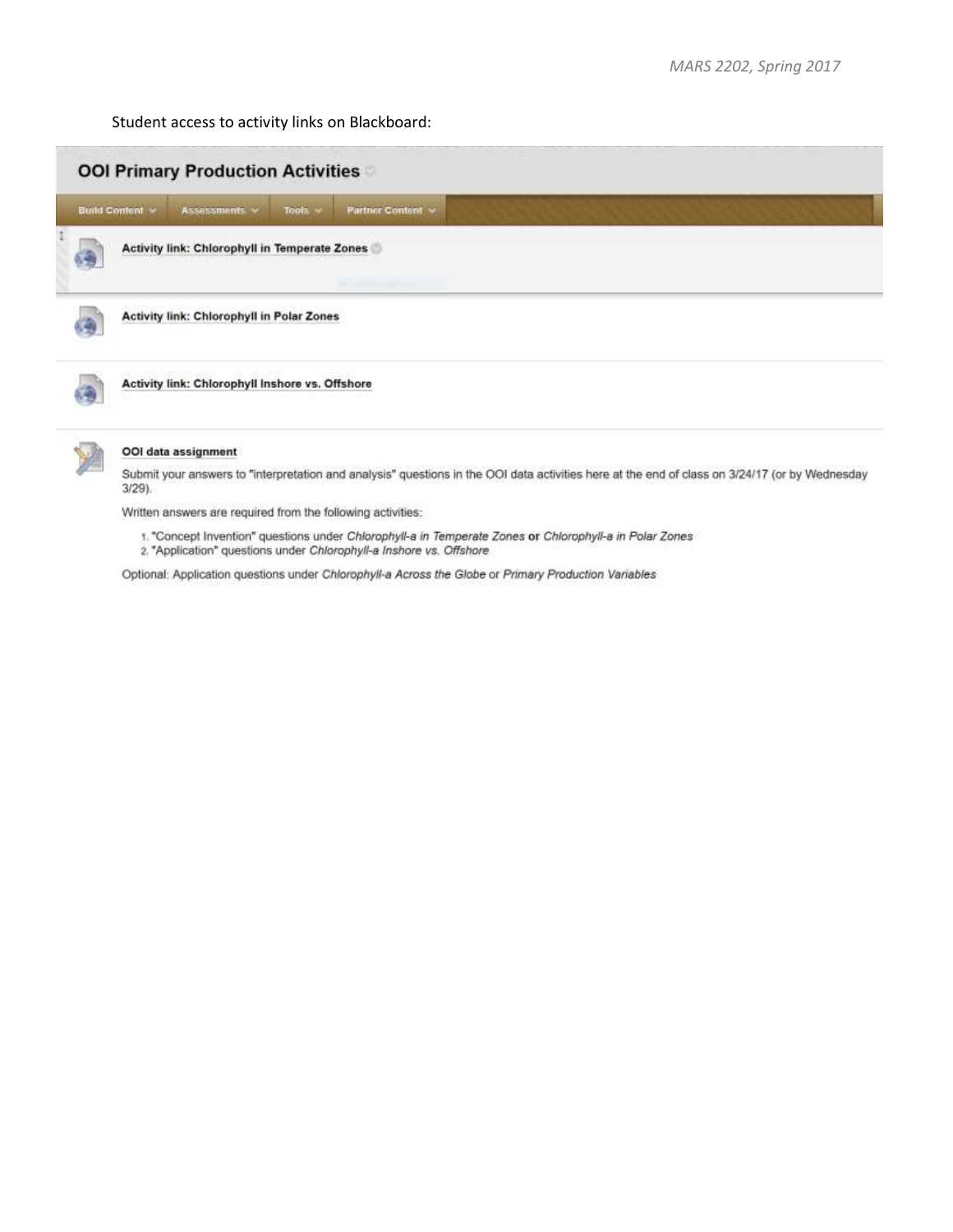Student access to activity links on Blackboard:

## OOI Primary Production Activities

Build Content | Assessments | Tools | Partner Content

**Activity link: Chlorophyll in Temperate Zones**

**Activity link: Chlorophyll in Polar Zones**

**Activity link: Chlorophyll Inshore vs. Offshore**

**OOI data assignment**

Submit your answers to "interpretation and analysis" questions in the OOI data activities here at the end of class on 3/24/17 (or by Wednesday 3/29).

Written answers are required from the following activities:

1. "Concept Invention" questions under *Chlorophyll-a in Temperate Zones* **or** *Chlorophyll-a in Polar Zones*
2. "Application" questions under *Chlorophyll-a Inshore vs. Offshore*

Optional: Application questions under *Chlorophyll-a Across the Globe* or *Primary Production Variables*